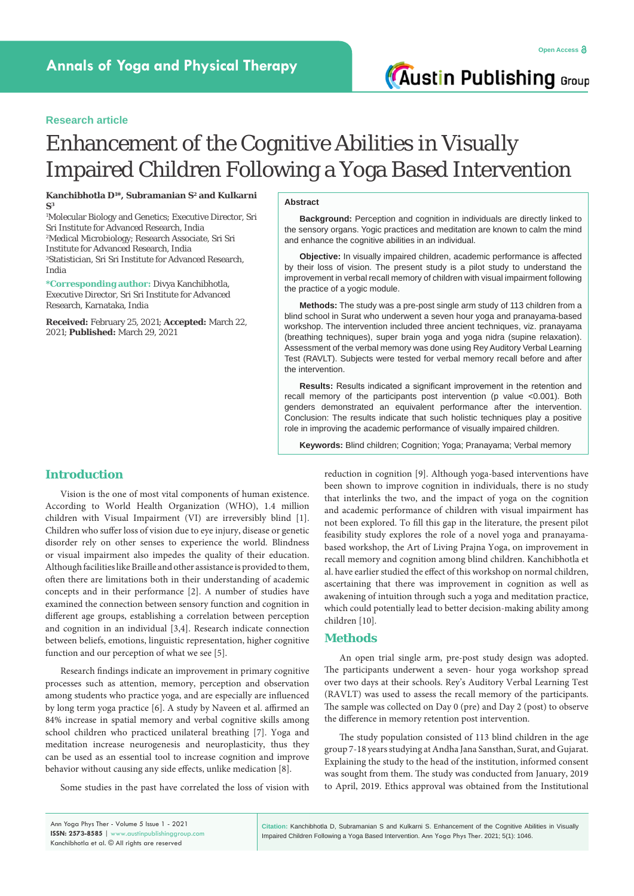Research article

# Enhancement of the Cognitive Abilities in Visually Impaired Children Following a Yoga Based Intervention

**Kanchibhotla D[1]\*, Subramanian S[2] and Kulkarni S[3]**

[1]Molecular Biology and Genetics; Executive Director, Sri Sri Institute for Advanced Research, India
[2]Medical Microbiology; Research Associate, Sri Sri Institute for Advanced Research, India
[3]Statistician, Sri Sri Institute for Advanced Research, India

**\*Corresponding author:** Divya Kanchibhotla, Executive Director, Sri Sri Institute for Advanced Research, Karnataka, India

**Received:** February 25, 2021; **Accepted:** March 22, 2021; **Published:** March 29, 2021

## Abstract

**Background:** Perception and cognition in individuals are directly linked to the sensory organs. Yogic practices and meditation are known to calm the mind and enhance the cognitive abilities in an individual.

**Objective:** In visually impaired children, academic performance is affected by their loss of vision. The present study is a pilot study to understand the improvement in verbal recall memory of children with visual impairment following the practice of a yogic module.

**Methods:** The study was a pre-post single arm study of 113 children from a blind school in Surat who underwent a seven hour yoga and pranayama-based workshop. The intervention included three ancient techniques, viz. pranayama (breathing techniques), super brain yoga and yoga nidra (supine relaxation). Assessment of the verbal memory was done using Rey Auditory Verbal Learning Test (RAVLT). Subjects were tested for verbal memory recall before and after the intervention.

**Results:** Results indicated a significant improvement in the retention and recall memory of the participants post intervention (p value <0.001). Both genders demonstrated an equivalent performance after the intervention. Conclusion: The results indicate that such holistic techniques play a positive role in improving the academic performance of visually impaired children.

**Keywords:** Blind children; Cognition; Yoga; Pranayama; Verbal memory

## Introduction

Vision is the one of most vital components of human existence. According to World Health Organization (WHO), 1.4 million children with Visual Impairment (VI) are irreversibly blind [1]. Children who suffer loss of vision due to eye injury, disease or genetic disorder rely on other senses to experience the world. Blindness or visual impairment also impedes the quality of their education. Although facilities like Braille and other assistance is provided to them, often there are limitations both in their understanding of academic concepts and in their performance [2]. A number of studies have examined the connection between sensory function and cognition in different age groups, establishing a correlation between perception and cognition in an individual [3,4]. Research indicate connection between beliefs, emotions, linguistic representation, higher cognitive function and our perception of what we see [5].

Research findings indicate an improvement in primary cognitive processes such as attention, memory, perception and observation among students who practice yoga, and are especially are influenced by long term yoga practice [6]. A study by Naveen et al. affirmed an 84% increase in spatial memory and verbal cognitive skills among school children who practiced unilateral breathing [7]. Yoga and meditation increase neurogenesis and neuroplasticity, thus they can be used as an essential tool to increase cognition and improve behavior without causing any side effects, unlike medication [8].

Some studies in the past have correlated the loss of vision with reduction in cognition [9]. Although yoga-based interventions have been shown to improve cognition in individuals, there is no study that interlinks the two, and the impact of yoga on the cognition and academic performance of children with visual impairment has not been explored. To fill this gap in the literature, the present pilot feasibility study explores the role of a novel yoga and pranayama-based workshop, the Art of Living Prajna Yoga, on improvement in recall memory and cognition among blind children. Kanchibhotla et al. have earlier studied the effect of this workshop on normal children, ascertaining that there was improvement in cognition as well as awakening of intuition through such a yoga and meditation practice, which could potentially lead to better decision-making ability among children [10].

## Methods

An open trial single arm, pre-post study design was adopted. The participants underwent a seven- hour yoga workshop spread over two days at their schools. Rey's Auditory Verbal Learning Test (RAVLT) was used to assess the recall memory of the participants. The sample was collected on Day 0 (pre) and Day 2 (post) to observe the difference in memory retention post intervention.

The study population consisted of 113 blind children in the age group 7-18 years studying at Andha Jana Sansthan, Surat, and Gujarat. Explaining the study to the head of the institution, informed consent was sought from them. The study was conducted from January, 2019 to April, 2019. Ethics approval was obtained from the Institutional

**Citation:** Kanchibhotla D, Subramanian S and Kulkarni S. Enhancement of the Cognitive Abilities in Visually Impaired Children Following a Yoga Based Intervention. Ann Yoga Phys Ther. 2021; 5(1): 1046.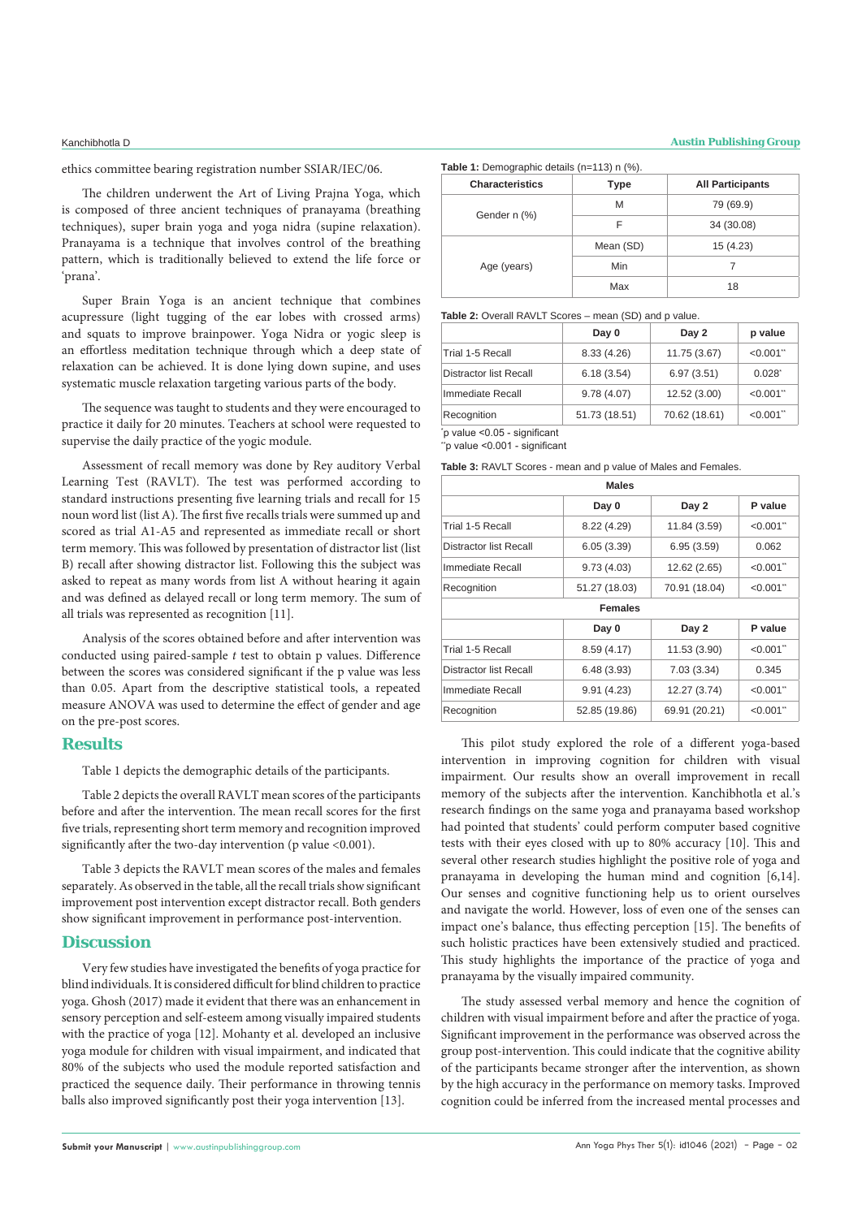ethics committee bearing registration number SSIAR/IEC/06.

The children underwent the Art of Living Prajna Yoga, which is composed of three ancient techniques of pranayama (breathing techniques), super brain yoga and yoga nidra (supine relaxation). Pranayama is a technique that involves control of the breathing pattern, which is traditionally believed to extend the life force or 'prana'.

Super Brain Yoga is an ancient technique that combines acupressure (light tugging of the ear lobes with crossed arms) and squats to improve brainpower. Yoga Nidra or yogic sleep is an effortless meditation technique through which a deep state of relaxation can be achieved. It is done lying down supine, and uses systematic muscle relaxation targeting various parts of the body.

The sequence was taught to students and they were encouraged to practice it daily for 20 minutes. Teachers at school were requested to supervise the daily practice of the yogic module.

Assessment of recall memory was done by Rey auditory Verbal Learning Test (RAVLT). The test was performed according to standard instructions presenting five learning trials and recall for 15 noun word list (list A). The first five recalls trials were summed up and scored as trial A1-A5 and represented as immediate recall or short term memory. This was followed by presentation of distractor list (list B) recall after showing distractor list. Following this the subject was asked to repeat as many words from list A without hearing it again and was defined as delayed recall or long term memory. The sum of all trials was represented as recognition [11].

Analysis of the scores obtained before and after intervention was conducted using paired-sample *t* test to obtain p values. Difference between the scores was considered significant if the p value was less than 0.05. Apart from the descriptive statistical tools, a repeated measure ANOVA was used to determine the effect of gender and age on the pre-post scores.

## Results

Table 1 depicts the demographic details of the participants.

Table 2 depicts the overall RAVLT mean scores of the participants before and after the intervention. The mean recall scores for the first five trials, representing short term memory and recognition improved significantly after the two-day intervention (p value <0.001).

Table 3 depicts the RAVLT mean scores of the males and females separately. As observed in the table, all the recall trials show significant improvement post intervention except distractor recall. Both genders show significant improvement in performance post-intervention.

**Table 1:** Demographic details (n=113) n (%).

| Characteristics | Type | All Participants |
|---|---|---|
| Gender n (%) | M | 79 (69.9) |
| | F | 34 (30.08) |
| Age (years) | Mean (SD) | 15 (4.23) |
| | Min | 7 |
| | Max | 18 |

**Table 2:** Overall RAVLT Scores – mean (SD) and p value.

| | Day 0 | Day 2 | p value |
|---|---|---|---|
| Trial 1-5 Recall | 8.33 (4.26) | 11.75 (3.67) | <0.001** |
| Distractor list Recall | 6.18 (3.54) | 6.97 (3.51) | 0.028* |
| Immediate Recall | 9.78 (4.07) | 12.52 (3.00) | <0.001** |
| Recognition | 51.73 (18.51) | 70.62 (18.61) | <0.001** |

*p value <0.05 - significant
**p value <0.001 - significant

**Table 3:** RAVLT Scores - mean and p value of Males and Females.

| Males | | | |
|---|---|---|---|
| | Day 0 | Day 2 | P value |
| Trial 1-5 Recall | 8.22 (4.29) | 11.84 (3.59) | <0.001** |
| Distractor list Recall | 6.05 (3.39) | 6.95 (3.59) | 0.062 |
| Immediate Recall | 9.73 (4.03) | 12.62 (2.65) | <0.001** |
| Recognition | 51.27 (18.03) | 70.91 (18.04) | <0.001** |
| **Females** | | | |
| | Day 0 | Day 2 | P value |
| Trial 1-5 Recall | 8.59 (4.17) | 11.53 (3.90) | <0.001** |
| Distractor list Recall | 6.48 (3.93) | 7.03 (3.34) | 0.345 |
| Immediate Recall | 9.91 (4.23) | 12.27 (3.74) | <0.001** |
| Recognition | 52.85 (19.86) | 69.91 (20.21) | <0.001** |

## Discussion

Very few studies have investigated the benefits of yoga practice for blind individuals. It is considered difficult for blind children to practice yoga. Ghosh (2017) made it evident that there was an enhancement in sensory perception and self-esteem among visually impaired students with the practice of yoga [12]. Mohanty et al. developed an inclusive yoga module for children with visual impairment, and indicated that 80% of the subjects who used the module reported satisfaction and practiced the sequence daily. Their performance in throwing tennis balls also improved significantly post their yoga intervention [13].

This pilot study explored the role of a different yoga-based intervention in improving cognition for children with visual impairment. Our results show an overall improvement in recall memory of the subjects after the intervention. Kanchibhotla et al.'s research findings on the same yoga and pranayama based workshop had pointed that students' could perform computer based cognitive tests with their eyes closed with up to 80% accuracy [10]. This and several other research studies highlight the positive role of yoga and pranayama in developing the human mind and cognition [6,14]. Our senses and cognitive functioning help us to orient ourselves and navigate the world. However, loss of even one of the senses can impact one's balance, thus effecting perception [15]. The benefits of such holistic practices have been extensively studied and practiced. This study highlights the importance of the practice of yoga and pranayama by the visually impaired community.

The study assessed verbal memory and hence the cognition of children with visual impairment before and after the practice of yoga. Significant improvement in the performance was observed across the group post-intervention. This could indicate that the cognitive ability of the participants became stronger after the intervention, as shown by the high accuracy in the performance on memory tasks. Improved cognition could be inferred from the increased mental processes and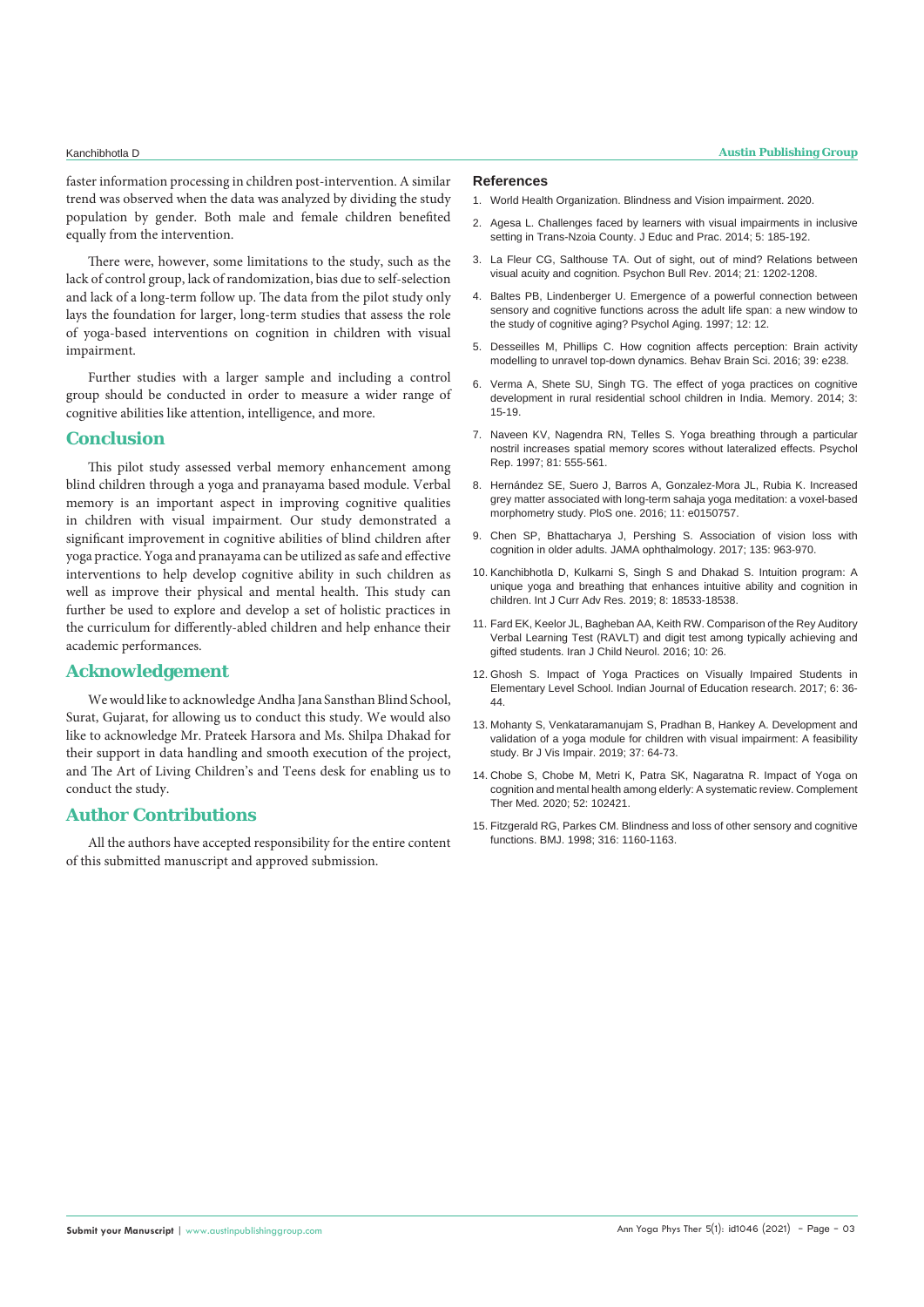faster information processing in children post-intervention. A similar trend was observed when the data was analyzed by dividing the study population by gender. Both male and female children benefited equally from the intervention.

There were, however, some limitations to the study, such as the lack of control group, lack of randomization, bias due to self-selection and lack of a long-term follow up. The data from the pilot study only lays the foundation for larger, long-term studies that assess the role of yoga-based interventions on cognition in children with visual impairment.

Further studies with a larger sample and including a control group should be conducted in order to measure a wider range of cognitive abilities like attention, intelligence, and more.

## Conclusion

This pilot study assessed verbal memory enhancement among blind children through a yoga and pranayama based module. Verbal memory is an important aspect in improving cognitive qualities in children with visual impairment. Our study demonstrated a significant improvement in cognitive abilities of blind children after yoga practice. Yoga and pranayama can be utilized as safe and effective interventions to help develop cognitive ability in such children as well as improve their physical and mental health. This study can further be used to explore and develop a set of holistic practices in the curriculum for differently-abled children and help enhance their academic performances.

## Acknowledgement

We would like to acknowledge Andha Jana Sansthan Blind School, Surat, Gujarat, for allowing us to conduct this study. We would also like to acknowledge Mr. Prateek Harsora and Ms. Shilpa Dhakad for their support in data handling and smooth execution of the project, and The Art of Living Children's and Teens desk for enabling us to conduct the study.

## Author Contributions

All the authors have accepted responsibility for the entire content of this submitted manuscript and approved submission.

## References

1. World Health Organization. Blindness and Vision impairment. 2020.
2. Agesa L. Challenges faced by learners with visual impairments in inclusive setting in Trans-Nzoia County. J Educ and Prac. 2014; 5: 185-192.
3. La Fleur CG, Salthouse TA. Out of sight, out of mind? Relations between visual acuity and cognition. Psychon Bull Rev. 2014; 21: 1202-1208.
4. Baltes PB, Lindenberger U. Emergence of a powerful connection between sensory and cognitive functions across the adult life span: a new window to the study of cognitive aging? Psychol Aging. 1997; 12: 12.
5. Desseilles M, Phillips C. How cognition affects perception: Brain activity modelling to unravel top-down dynamics. Behav Brain Sci. 2016; 39: e238.
6. Verma A, Shete SU, Singh TG. The effect of yoga practices on cognitive development in rural residential school children in India. Memory. 2014; 3: 15-19.
7. Naveen KV, Nagendra RN, Telles S. Yoga breathing through a particular nostril increases spatial memory scores without lateralized effects. Psychol Rep. 1997; 81: 555-561.
8. Hernández SE, Suero J, Barros A, Gonzalez-Mora JL, Rubia K. Increased grey matter associated with long-term sahaja yoga meditation: a voxel-based morphometry study. PloS one. 2016; 11: e0150757.
9. Chen SP, Bhattacharya J, Pershing S. Association of vision loss with cognition in older adults. JAMA ophthalmology. 2017; 135: 963-970.
10. Kanchibhotla D, Kulkarni S, Singh S and Dhakad S. Intuition program: A unique yoga and breathing that enhances intuitive ability and cognition in children. Int J Curr Adv Res. 2019; 8: 18533-18538.
11. Fard EK, Keelor JL, Bagheban AA, Keith RW. Comparison of the Rey Auditory Verbal Learning Test (RAVLT) and digit test among typically achieving and gifted students. Iran J Child Neurol. 2016; 10: 26.
12. Ghosh S. Impact of Yoga Practices on Visually Impaired Students in Elementary Level School. Indian Journal of Education research. 2017; 6: 36-44.
13. Mohanty S, Venkataramanujam S, Pradhan B, Hankey A. Development and validation of a yoga module for children with visual impairment: A feasibility study. Br J Vis Impair. 2019; 37: 64-73.
14. Chobe S, Chobe M, Metri K, Patra SK, Nagaratna R. Impact of Yoga on cognition and mental health among elderly: A systematic review. Complement Ther Med. 2020; 52: 102421.
15. Fitzgerald RG, Parkes CM. Blindness and loss of other sensory and cognitive functions. BMJ. 1998; 316: 1160-1163.